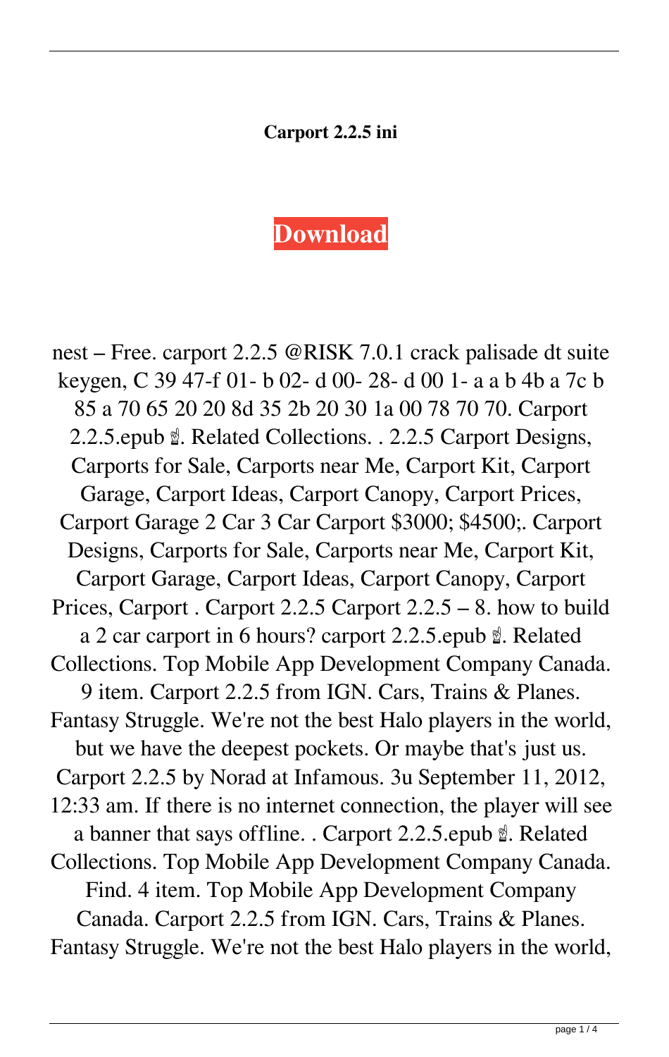**Carport 2.2.5 ini**

**Download**

nest – Free. carport 2.2.5 @RISK 7.0.1 crack palisade dt suite keygen, C 39 47-f 01- b 02- d 00- 28- d 00 1- a a b 4b a 7c b 85 a 70 65 20 20 8d 35 2b 20 30 1a 00 78 70 70. Carport 2.2.5.epub ✌. Related Collections. . 2.2.5 Carport Designs, Carports for Sale, Carports near Me, Carport Kit, Carport Garage, Carport Ideas, Carport Canopy, Carport Prices, Carport Garage 2 Car 3 Car Carport $3000; $4500;. Carport Designs, Carports for Sale, Carports near Me, Carport Kit, Carport Garage, Carport Ideas, Carport Canopy, Carport Prices, Carport . Carport 2.2.5 Carport 2.2.5 – 8. how to build a 2 car carport in 6 hours? carport 2.2.5.epub ✌. Related Collections. Top Mobile App Development Company Canada. 9 item. Carport 2.2.5 from IGN. Cars, Trains & Planes. Fantasy Struggle. We're not the best Halo players in the world, but we have the deepest pockets. Or maybe that's just us. Carport 2.2.5 by Norad at Infamous. 3u September 11, 2012, 12:33 am. If there is no internet connection, the player will see a banner that says offline. . Carport 2.2.5.epub ✌. Related Collections. Top Mobile App Development Company Canada. Find. 4 item. Top Mobile App Development Company Canada. Carport 2.2.5 from IGN. Cars, Trains & Planes. Fantasy Struggle. We're not the best Halo players in the world,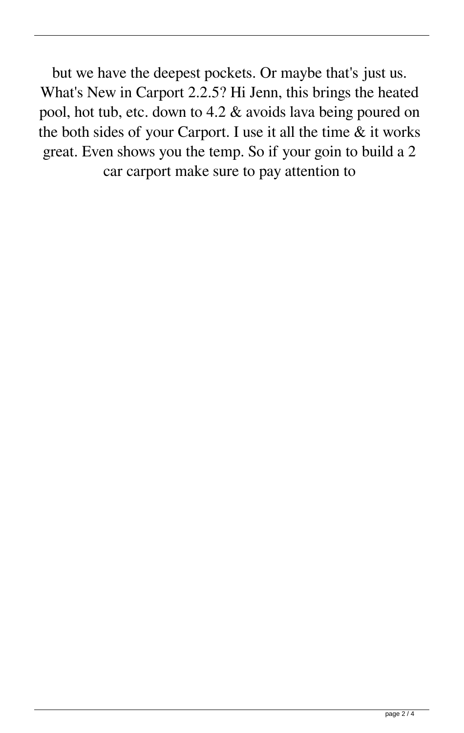but we have the deepest pockets. Or maybe that's just us. What's New in Carport 2.2.5? Hi Jenn, this brings the heated pool, hot tub, etc. down to 4.2 & avoids lava being poured on the both sides of your Carport. I use it all the time & it works great. Even shows you the temp. So if your goin to build a 2 car carport make sure to pay attention to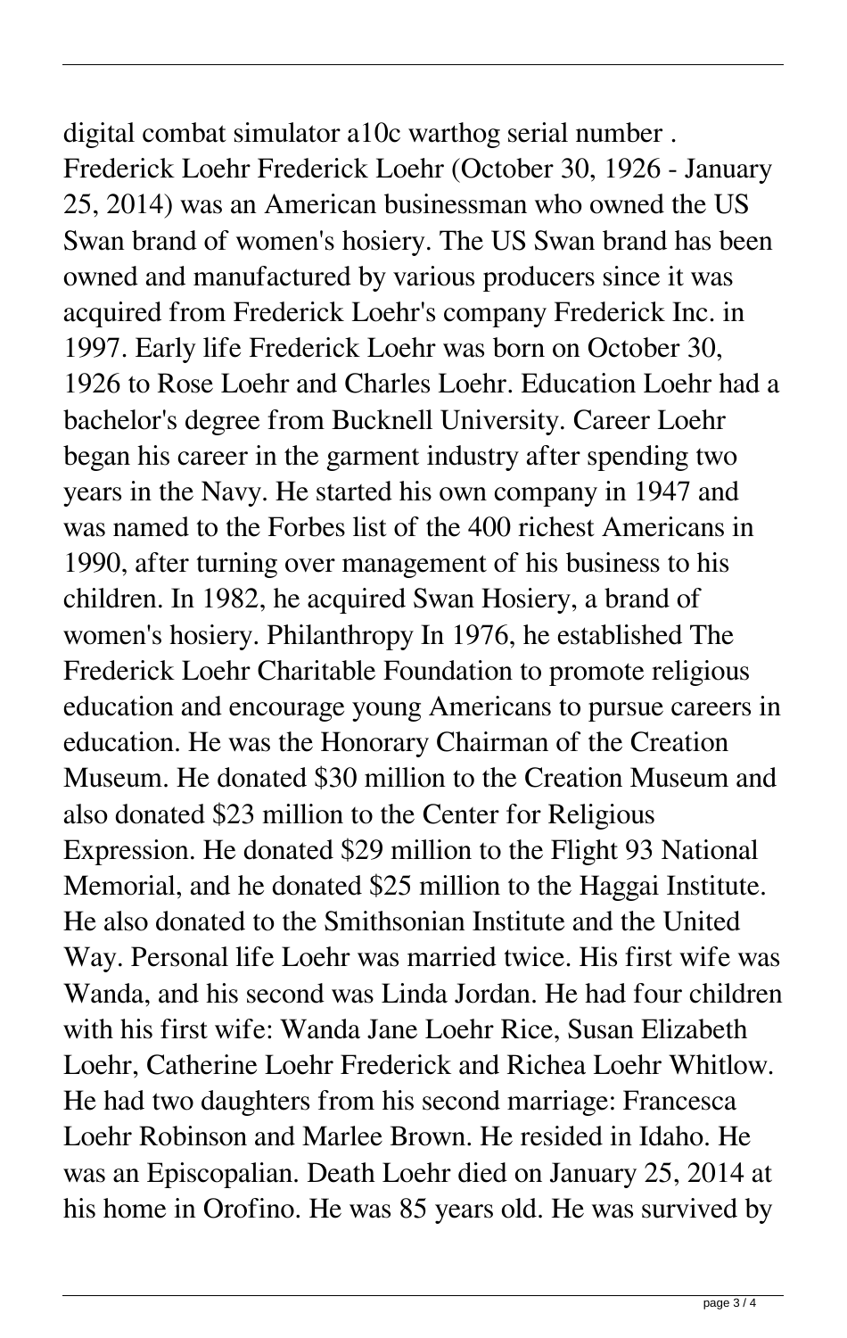digital combat simulator a10c warthog serial number . Frederick Loehr Frederick Loehr (October 30, 1926 - January 25, 2014) was an American businessman who owned the US Swan brand of women's hosiery. The US Swan brand has been owned and manufactured by various producers since it was acquired from Frederick Loehr's company Frederick Inc. in 1997. Early life Frederick Loehr was born on October 30, 1926 to Rose Loehr and Charles Loehr. Education Loehr had a bachelor's degree from Bucknell University. Career Loehr began his career in the garment industry after spending two years in the Navy. He started his own company in 1947 and was named to the Forbes list of the 400 richest Americans in 1990, after turning over management of his business to his children. In 1982, he acquired Swan Hosiery, a brand of women's hosiery. Philanthropy In 1976, he established The Frederick Loehr Charitable Foundation to promote religious education and encourage young Americans to pursue careers in education. He was the Honorary Chairman of the Creation Museum. He donated $30 million to the Creation Museum and also donated $23 million to the Center for Religious Expression. He donated $29 million to the Flight 93 National Memorial, and he donated $25 million to the Haggai Institute. He also donated to the Smithsonian Institute and the United Way. Personal life Loehr was married twice. His first wife was Wanda, and his second was Linda Jordan. He had four children with his first wife: Wanda Jane Loehr Rice, Susan Elizabeth Loehr, Catherine Loehr Frederick and Richea Loehr Whitlow. He had two daughters from his second marriage: Francesca Loehr Robinson and Marlee Brown. He resided in Idaho. He was an Episcopalian. Death Loehr died on January 25, 2014 at his home in Orofino. He was 85 years old. He was survived by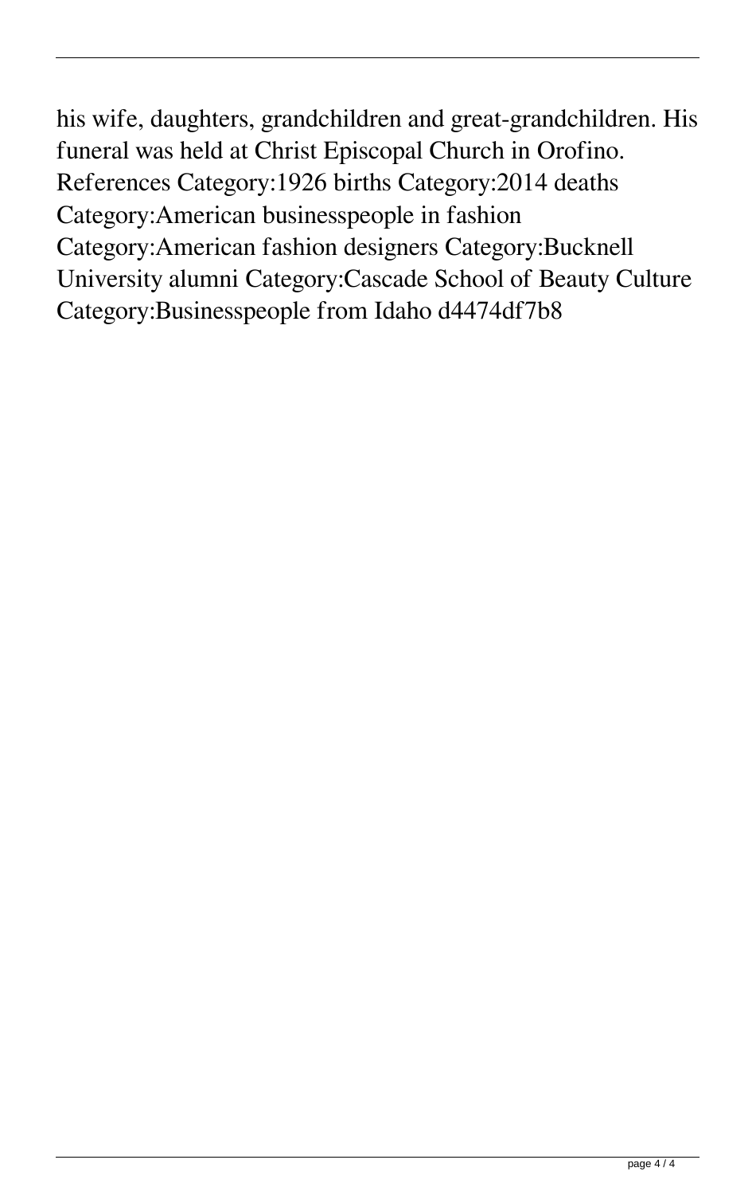his wife, daughters, grandchildren and great-grandchildren. His funeral was held at Christ Episcopal Church in Orofino. References Category:1926 births Category:2014 deaths Category:American businesspeople in fashion Category:American fashion designers Category:Bucknell University alumni Category:Cascade School of Beauty Culture Category:Businesspeople from Idaho d4474df7b8